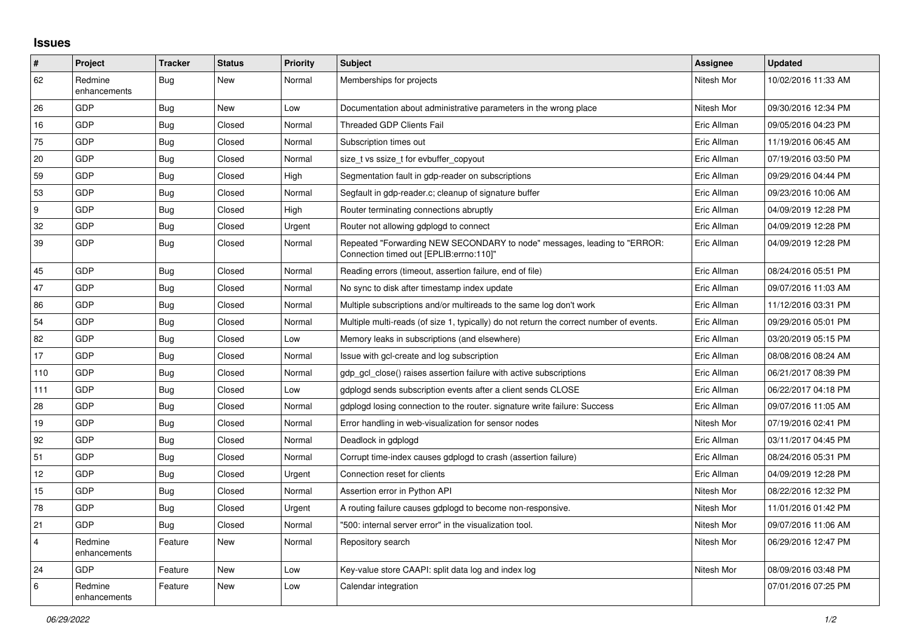# Issues

| # | Project | Tracker | Status | Priority | Subject | Assignee | Updated |
|---|---|---|---|---|---|---|---|
| 62 | Redmine enhancements | Bug | New | Normal | Memberships for projects | Nitesh Mor | 10/02/2016 11:33 AM |
| 26 | GDP | Bug | New | Low | Documentation about administrative parameters in the wrong place | Nitesh Mor | 09/30/2016 12:34 PM |
| 16 | GDP | Bug | Closed | Normal | Threaded GDP Clients Fail | Eric Allman | 09/05/2016 04:23 PM |
| 75 | GDP | Bug | Closed | Normal | Subscription times out | Eric Allman | 11/19/2016 06:45 AM |
| 20 | GDP | Bug | Closed | Normal | size_t vs ssize_t for evbuffer_copyout | Eric Allman | 07/19/2016 03:50 PM |
| 59 | GDP | Bug | Closed | High | Segmentation fault in gdp-reader on subscriptions | Eric Allman | 09/29/2016 04:44 PM |
| 53 | GDP | Bug | Closed | Normal | Segfault in gdp-reader.c; cleanup of signature buffer | Eric Allman | 09/23/2016 10:06 AM |
| 9 | GDP | Bug | Closed | High | Router terminating connections abruptly | Eric Allman | 04/09/2019 12:28 PM |
| 32 | GDP | Bug | Closed | Urgent | Router not allowing gdplogd to connect | Eric Allman | 04/09/2019 12:28 PM |
| 39 | GDP | Bug | Closed | Normal | Repeated "Forwarding NEW SECONDARY to node" messages, leading to "ERROR: Connection timed out [EPLIB:errno:110]" | Eric Allman | 04/09/2019 12:28 PM |
| 45 | GDP | Bug | Closed | Normal | Reading errors (timeout, assertion failure, end of file) | Eric Allman | 08/24/2016 05:51 PM |
| 47 | GDP | Bug | Closed | Normal | No sync to disk after timestamp index update | Eric Allman | 09/07/2016 11:03 AM |
| 86 | GDP | Bug | Closed | Normal | Multiple subscriptions and/or multireads to the same log don't work | Eric Allman | 11/12/2016 03:31 PM |
| 54 | GDP | Bug | Closed | Normal | Multiple multi-reads (of size 1, typically) do not return the correct number of events. | Eric Allman | 09/29/2016 05:01 PM |
| 82 | GDP | Bug | Closed | Low | Memory leaks in subscriptions (and elsewhere) | Eric Allman | 03/20/2019 05:15 PM |
| 17 | GDP | Bug | Closed | Normal | Issue with gcl-create and log subscription | Eric Allman | 08/08/2016 08:24 AM |
| 110 | GDP | Bug | Closed | Normal | gdp_gcl_close() raises assertion failure with active subscriptions | Eric Allman | 06/21/2017 08:39 PM |
| 111 | GDP | Bug | Closed | Low | gdplogd sends subscription events after a client sends CLOSE | Eric Allman | 06/22/2017 04:18 PM |
| 28 | GDP | Bug | Closed | Normal | gdplogd losing connection to the router. signature write failure: Success | Eric Allman | 09/07/2016 11:05 AM |
| 19 | GDP | Bug | Closed | Normal | Error handling in web-visualization for sensor nodes | Nitesh Mor | 07/19/2016 02:41 PM |
| 92 | GDP | Bug | Closed | Normal | Deadlock in gdplogd | Eric Allman | 03/11/2017 04:45 PM |
| 51 | GDP | Bug | Closed | Normal | Corrupt time-index causes gdplogd to crash (assertion failure) | Eric Allman | 08/24/2016 05:31 PM |
| 12 | GDP | Bug | Closed | Urgent | Connection reset for clients | Eric Allman | 04/09/2019 12:28 PM |
| 15 | GDP | Bug | Closed | Normal | Assertion error in Python API | Nitesh Mor | 08/22/2016 12:32 PM |
| 78 | GDP | Bug | Closed | Urgent | A routing failure causes gdplogd to become non-responsive. | Nitesh Mor | 11/01/2016 01:42 PM |
| 21 | GDP | Bug | Closed | Normal | "500: internal server error" in the visualization tool. | Nitesh Mor | 09/07/2016 11:06 AM |
| 4 | Redmine enhancements | Feature | New | Normal | Repository search | Nitesh Mor | 06/29/2016 12:47 PM |
| 24 | GDP | Feature | New | Low | Key-value store CAAPI: split data log and index log | Nitesh Mor | 08/09/2016 03:48 PM |
| 6 | Redmine enhancements | Feature | New | Low | Calendar integration | | 07/01/2016 07:25 PM |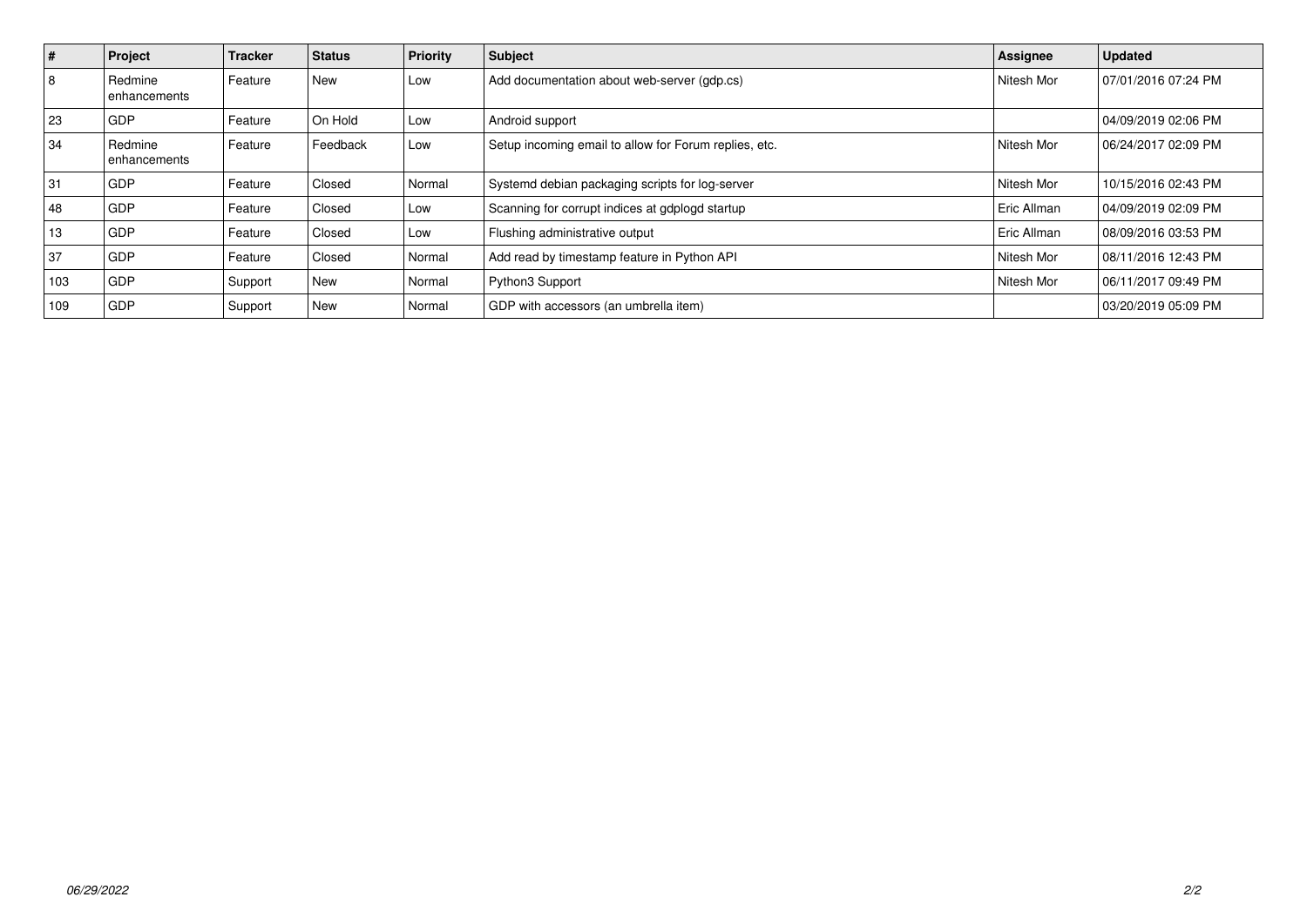| # | Project | Tracker | Status | Priority | Subject | Assignee | Updated |
|---|---|---|---|---|---|---|---|
| 8 | Redmine enhancements | Feature | New | Low | Add documentation about web-server (gdp.cs) | Nitesh Mor | 07/01/2016 07:24 PM |
| 23 | GDP | Feature | On Hold | Low | Android support | | 04/09/2019 02:06 PM |
| 34 | Redmine enhancements | Feature | Feedback | Low | Setup incoming email to allow for Forum replies, etc. | Nitesh Mor | 06/24/2017 02:09 PM |
| 31 | GDP | Feature | Closed | Normal | Systemd debian packaging scripts for log-server | Nitesh Mor | 10/15/2016 02:43 PM |
| 48 | GDP | Feature | Closed | Low | Scanning for corrupt indices at gdplogd startup | Eric Allman | 04/09/2019 02:09 PM |
| 13 | GDP | Feature | Closed | Low | Flushing administrative output | Eric Allman | 08/09/2016 03:53 PM |
| 37 | GDP | Feature | Closed | Normal | Add read by timestamp feature in Python API | Nitesh Mor | 08/11/2016 12:43 PM |
| 103 | GDP | Support | New | Normal | Python3 Support | Nitesh Mor | 06/11/2017 09:49 PM |
| 109 | GDP | Support | New | Normal | GDP with accessors (an umbrella item) | | 03/20/2019 05:09 PM |